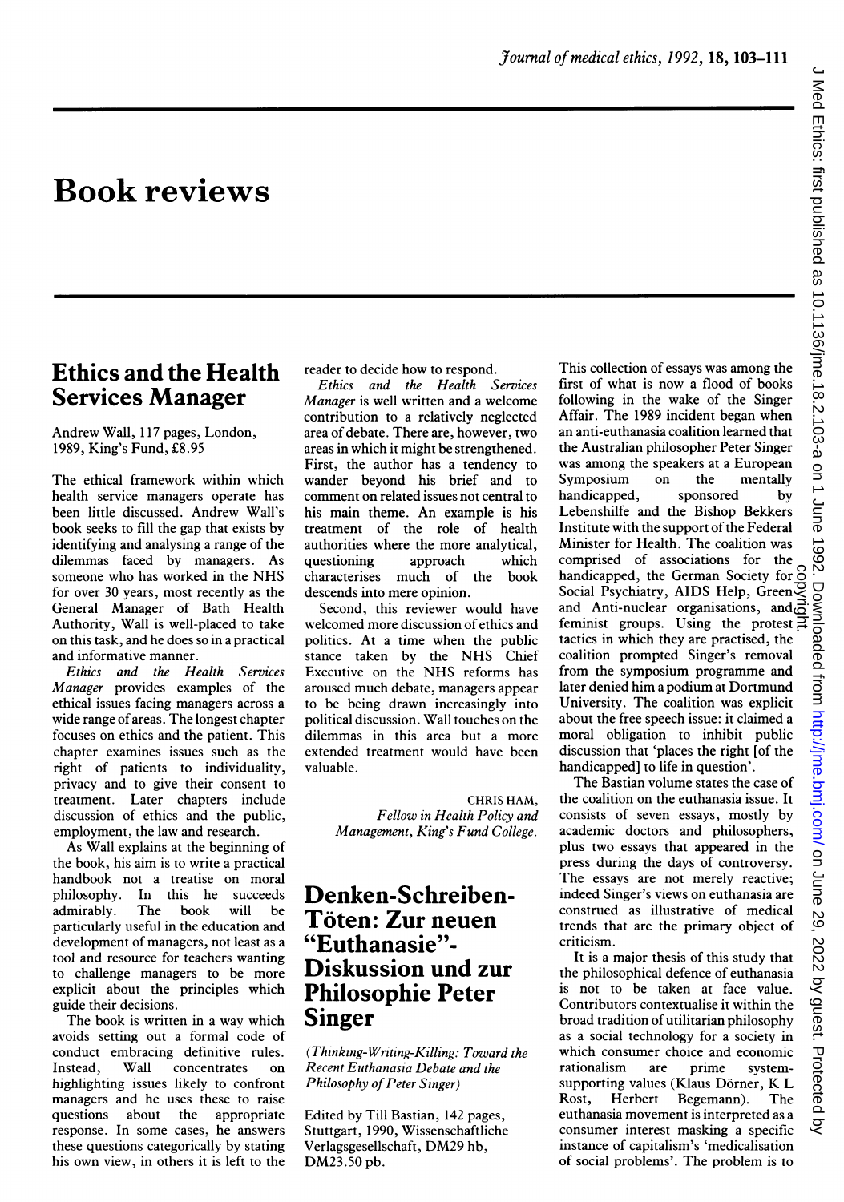# Book reviews

## Ethics and the Health Services Manager

Andrew Wall, 117 pages, London, 1989, King's Fund, £8.95

The ethical framework within which health service managers operate has been little discussed. Andrew Wall's book seeks to fill the gap that exists by identifying and analysing a range of the dilemmas faced by managers. As someone who has worked in the NHS for over 30 years, most recently as the General Manager of Bath Health Authority, Wall is well-placed to take on this task, and he does so in a practical and informative manner.

*Ethics and the Health Services Manager* provides examples of the ethical issues facing managers across a wide range of areas. The longest chapter focuses on ethics and the patient. This chapter examines issues such as the right of patients to individuality, privacy and to give their consent to treatment. Later chapters include discussion of ethics and the public, employment, the law and research.

As Wall explains at the beginning of the book, his aim is to write a practical handbook not a treatise on moral philosophy. In this he succeeds admirably. The book will be particularly useful in the education and development of managers, not least as a tool and resource for teachers wanting to challenge managers to be more explicit about the principles which guide their decisions.

The book is written in a way which avoids setting out a formal code of conduct embracing definitive rules. Instead, Wall concentrates on highlighting issues likely to confront managers and he uses these to raise questions about the appropriate response. In some cases, he answers these questions categorically by stating his own view, in others it is left to the reader to decide how to respond.

*Ethics and the Health Services Manager* is well written and a welcome contribution to a relatively neglected area of debate. There are, however, two areas in which it might be strengthened. First, the author has a tendency to wander beyond his brief and to comment on related issues not central to his main theme. An example is his treatment of the role of health authorities where the more analytical, questioning approach which characterises much of the book descends into mere opinion.

Second, this reviewer would have welcomed more discussion of ethics and politics. At a time when the public stance taken by the NHS Chief Executive on the NHS reforms has aroused much debate, managers appear to be being drawn increasingly into political discussion. Wall touches on the dilemmas in this area but a more extended treatment would have been valuable.

CHRIS HAM,
*Fellow in Health Policy and Management, King's Fund College.*

## Denken-Schreiben-Töten: Zur neuen "Euthanasie"-Diskussion und zur Philosophie Peter Singer

*(Thinking-Writing-Killing: Toward the Recent Euthanasia Debate and the Philosophy of Peter Singer)*

Edited by Till Bastian, 142 pages, Stuttgart, 1990, Wissenschaftliche Verlagsgesellschaft, DM29 hb, DM23.50 pb.

This collection of essays was among the first of what is now a flood of books following in the wake of the Singer Affair. The 1989 incident began when an anti-euthanasia coalition learned that the Australian philosopher Peter Singer was among the speakers at a European Symposium on the mentally handicapped, sponsored by Lebenshilfe and the Bishop Bekkers Institute with the support of the Federal Minister for Health. The coalition was comprised of associations for the handicapped, the German Society for Social Psychiatry, AIDS Help, Green and Anti-nuclear organisations, and feminist groups. Using the protest tactics in which they are practised, the coalition prompted Singer's removal from the symposium programme and later denied him a podium at Dortmund University. The coalition was explicit about the free speech issue: it claimed a moral obligation to inhibit public discussion that 'places the right [of the handicapped] to life in question'.

The Bastian volume states the case of the coalition on the euthanasia issue. It consists of seven essays, mostly by academic doctors and philosophers, plus two essays that appeared in the press during the days of controversy. The essays are not merely reactive; indeed Singer's views on euthanasia are construed as illustrative of medical trends that are the primary object of criticism.

It is a major thesis of this study that the philosophical defence of euthanasia is not to be taken at face value. Contributors contextualise it within the broad tradition of utilitarian philosophy as a social technology for a society in which consumer choice and economic rationalism are prime system-supporting values (Klaus Dörner, K L Rost, Herbert Begemann). The euthanasia movement is interpreted as a consumer interest masking a specific instance of capitalism's 'medicalisation of social problems'. The problem is to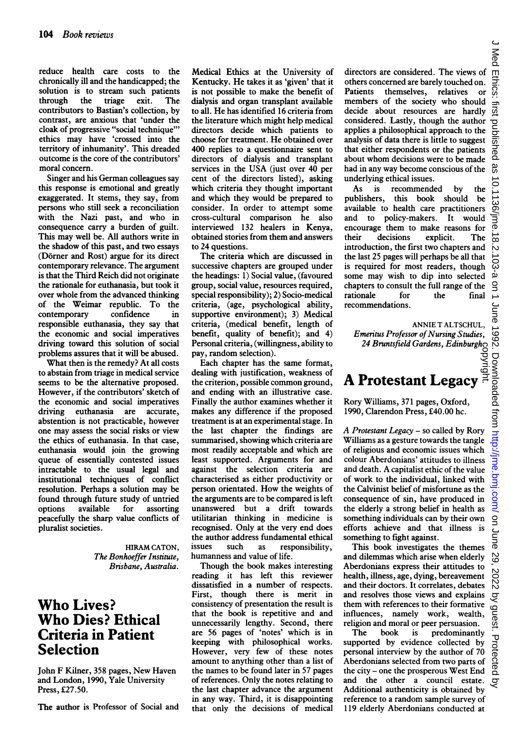reduce health care costs to the chronically ill and the handicapped; the solution is to stream such patients through the triage exit. The contributors to Bastian's collection, by contrast, are anxious that 'under the cloak of progressive "social technique"' ethics may have 'crossed into the territory of inhumanity'. This dreaded outcome is the core of the contributors' moral concern.

Singer and his German colleagues say this response is emotional and greatly exaggerated. It stems, they say, from persons who still seek a reconciliation with the Nazi past, and who in consequence carry a burden of guilt. This may well be. All authors write in the shadow of this past, and two essays (Dörner and Rost) argue for its direct contemporary relevance. The argument is that the Third Reich did not originate the rationale for euthanasia, but took it over whole from the advanced thinking of the Weimar republic. To the contemporary confidence in responsible euthanasia, they say that the economic and social imperatives driving toward this solution of social problems assures that it will be abused.

What then is the remedy? At all costs to abstain from triage in medical service seems to be the alternative proposed. However, if the contributors' sketch of the economic and social imperatives driving euthanasia are accurate, abstention is not practicable, however one may assess the social risks or view the ethics of euthanasia. In that case, euthanasia would join the growing queue of essentially contested issues intractable to the usual legal and institutional techniques of conflict resolution. Perhaps a solution may be found through future study of untried options available for assorting peacefully the sharp value conflicts of pluralist societies.

HIRAM CATON,
*The Bonhoeffer Institute, Brisbane, Australia.*

## Who Lives? Who Dies? Ethical Criteria in Patient Selection

John F Kilner, 358 pages, New Haven and London, 1990, Yale University Press, £27.50.

The author is Professor of Social and Medical Ethics at the University of Kentucky. He takes it as 'given' that it is not possible to make the benefit of dialysis and organ transplant available to all. He has identified 16 criteria from the literature which might help medical directors decide which patients to choose for treatment. He obtained over 400 replies to a questionnaire sent to directors of dialysis and transplant services in the USA (just over 40 per cent of the directors listed), asking which criteria they thought important and which they would be prepared to consider. In order to attempt some cross-cultural comparison he also interviewed 132 healers in Kenya, obtained stories from them and answers to 24 questions.

The criteria which are discussed in successive chapters are grouped under the headings: 1) Social value, (favoured group, social value, resources required, special responsibility); 2) Socio-medical criteria, (age, psychological ability, supportive environment); 3) Medical criteria, (medical benefit, length of benefit, quality of benefit); and 4) Personal criteria, (willingness, ability to pay, random selection).

Each chapter has the same format, dealing with justification, weakness of the criterion, possible common ground, and ending with an illustrative case. Finally the author examines whether it makes any difference if the proposed treatment is at an experimental stage. In the last chapter the findings are summarised, showing which criteria are most readily acceptable and which are least supported. Arguments for and against the selection criteria are characterised as either productivity or person orientated. How the weights of the arguments are to be compared is left unanswered but a drift towards utilitarian thinking in medicine is recognised. Only at the very end does the author address fundamental ethical issues such as responsibility, humanness and value of life.

Though the book makes interesting reading it has left this reviewer dissatisfied in a number of respects. First, though there is merit in consistency of presentation the result is that the book is repetitive and and unnecessarily lengthy. Second, there are 56 pages of 'notes' which is in keeping with philosophical works. However, very few of these notes amount to anything other than a list of the names to be found later in 57 pages of references. Only the notes relating to the last chapter advance the argument in any way. Third, it is disappointing that only the decisions of medical directors are considered. The views of others concerned are barely touched on. Patients themselves, relatives or members of the society who should decide about resources are hardly considered. Lastly, though the author applies a philosophical approach to the analysis of data there is little to suggest that either respondents or the patients about whom decisions were to be made had in any way become conscious of the underlying ethical issues.

As is recommended by the publishers, this book should be available to health care practitioners and to policy-makers. It would encourage them to make reasons for their decisions explicit. The introduction, the first two chapters and the last 25 pages will perhaps be all that is required for most readers, though some may wish to dip into selected chapters to consult the full range of the rationale for the final recommendations.

ANNIE T ALTSCHUL,
*Emeritus Professor of Nursing Studies, 24 Bruntsfield Gardens, Edinburgh*

## A Protestant Legacy

Rory Williams, 371 pages, Oxford, 1990, Clarendon Press, £40.00 hc.

*A Protestant Legacy* – so called by Rory Williams as a gesture towards the tangle of religious and economic issues which colour Aberdonians' attitudes to illness and death. A capitalist ethic of the value of work to the individual, linked with the Calvinist belief of misfortune as the consequence of sin, have produced in the elderly a strong belief in health as something individuals can by their own efforts achieve and that illness is something to fight against.

This book investigates the themes and dilemmas which arise when elderly Aberdonians express their attitudes to health, illness, age, dying, bereavement and their doctors. It correlates, debates and resolves those views and explains them with references to their formative influences, namely work, wealth, religion and moral or peer persuasion.

The book is predominantly supported by evidence collected by personal interview by the author of 70 Aberdonians selected from two parts of the city – one the prosperous West End and the other a council estate. Additional authenticity is obtained by reference to a random sample survey of 119 elderly Aberdonians conducted at